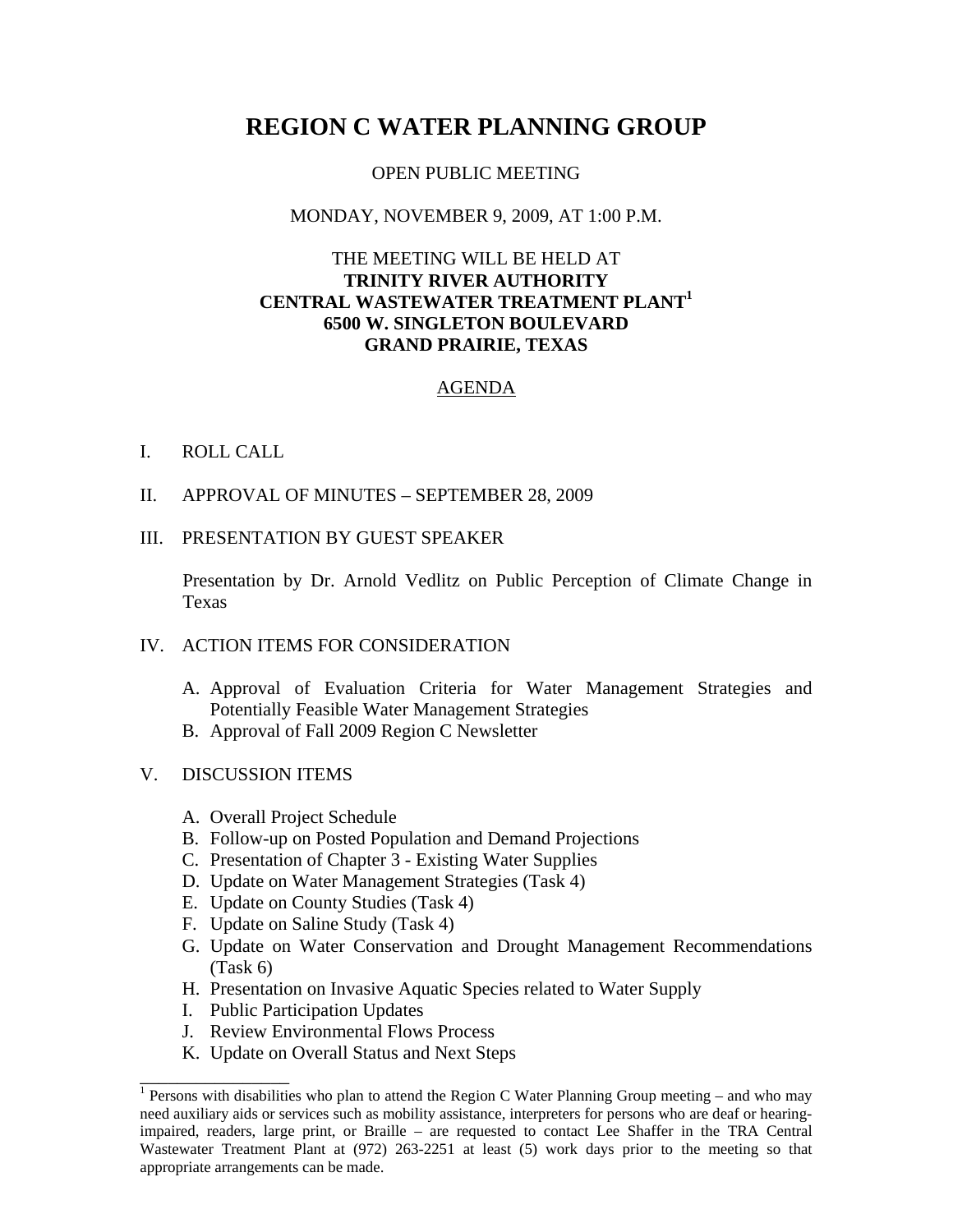# REGION C WATER PLANNING GROUP

OPEN PUBLIC MEETING

MONDAY, NOVEMBER 9, 2009, AT 1:00 P.M.

THE MEETING WILL BE HELD AT
**TRINITY RIVER AUTHORITY**
**CENTRAL WASTEWATER TREATMENT PLANT**[1]
**6500 W. SINGLETON BOULEVARD**
**GRAND PRAIRIE, TEXAS**

AGENDA

I. ROLL CALL

II. APPROVAL OF MINUTES – SEPTEMBER 28, 2009

III. PRESENTATION BY GUEST SPEAKER

Presentation by Dr. Arnold Vedlitz on Public Perception of Climate Change in Texas

IV. ACTION ITEMS FOR CONSIDERATION

A. Approval of Evaluation Criteria for Water Management Strategies and Potentially Feasible Water Management Strategies
B. Approval of Fall 2009 Region C Newsletter

V. DISCUSSION ITEMS

A. Overall Project Schedule
B. Follow-up on Posted Population and Demand Projections
C. Presentation of Chapter 3 - Existing Water Supplies
D. Update on Water Management Strategies (Task 4)
E. Update on County Studies (Task 4)
F. Update on Saline Study (Task 4)
G. Update on Water Conservation and Drought Management Recommendations (Task 6)
H. Presentation on Invasive Aquatic Species related to Water Supply
I. Public Participation Updates
J. Review Environmental Flows Process
K. Update on Overall Status and Next Steps

---

[1] Persons with disabilities who plan to attend the Region C Water Planning Group meeting – and who may need auxiliary aids or services such as mobility assistance, interpreters for persons who are deaf or hearing-impaired, readers, large print, or Braille – are requested to contact Lee Shaffer in the TRA Central Wastewater Treatment Plant at (972) 263-2251 at least (5) work days prior to the meeting so that appropriate arrangements can be made.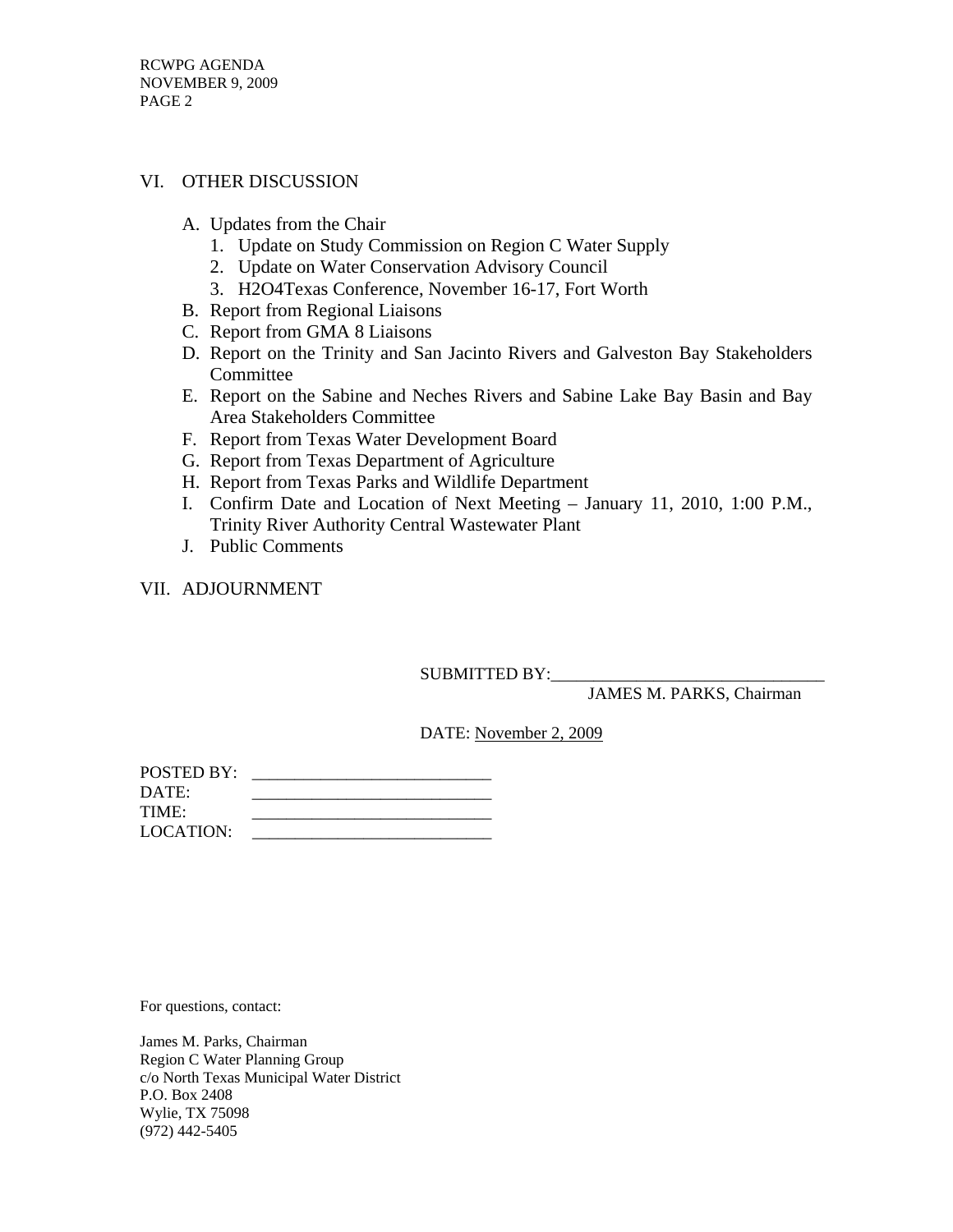## VI. OTHER DISCUSSION

A. Updates from the Chair
   1. Update on Study Commission on Region C Water Supply
   2. Update on Water Conservation Advisory Council
   3. H2O4Texas Conference, November 16-17, Fort Worth

B. Report from Regional Liaisons

C. Report from GMA 8 Liaisons

D. Report on the Trinity and San Jacinto Rivers and Galveston Bay Stakeholders Committee

E. Report on the Sabine and Neches Rivers and Sabine Lake Bay Basin and Bay Area Stakeholders Committee

F. Report from Texas Water Development Board

G. Report from Texas Department of Agriculture

H. Report from Texas Parks and Wildlife Department

I. Confirm Date and Location of Next Meeting – January 11, 2010, 1:00 P.M., Trinity River Authority Central Wastewater Plant

J. Public Comments

## VII. ADJOURNMENT

SUBMITTED BY:________________________________
JAMES M. PARKS, Chairman

DATE: November 2, 2009

POSTED BY: ____________________________
DATE: ____________________________
TIME: ____________________________
LOCATION: ____________________________

For questions, contact:

James M. Parks, Chairman
Region C Water Planning Group
c/o North Texas Municipal Water District
P.O. Box 2408
Wylie, TX 75098
(972) 442-5405